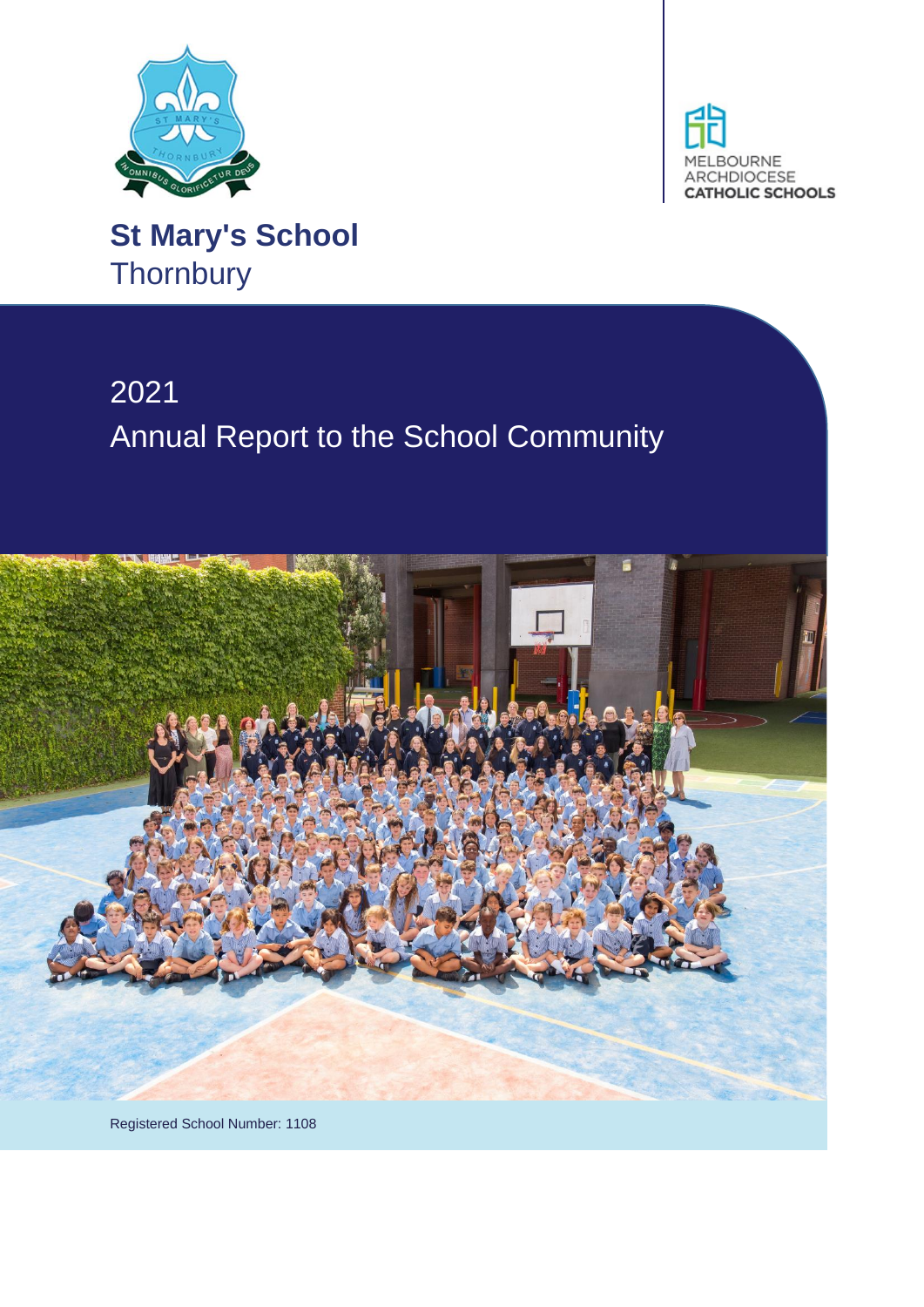# St Mary's School

Thornbury

## 2021

## Annual Report to the School Community

Registered School Number: 1108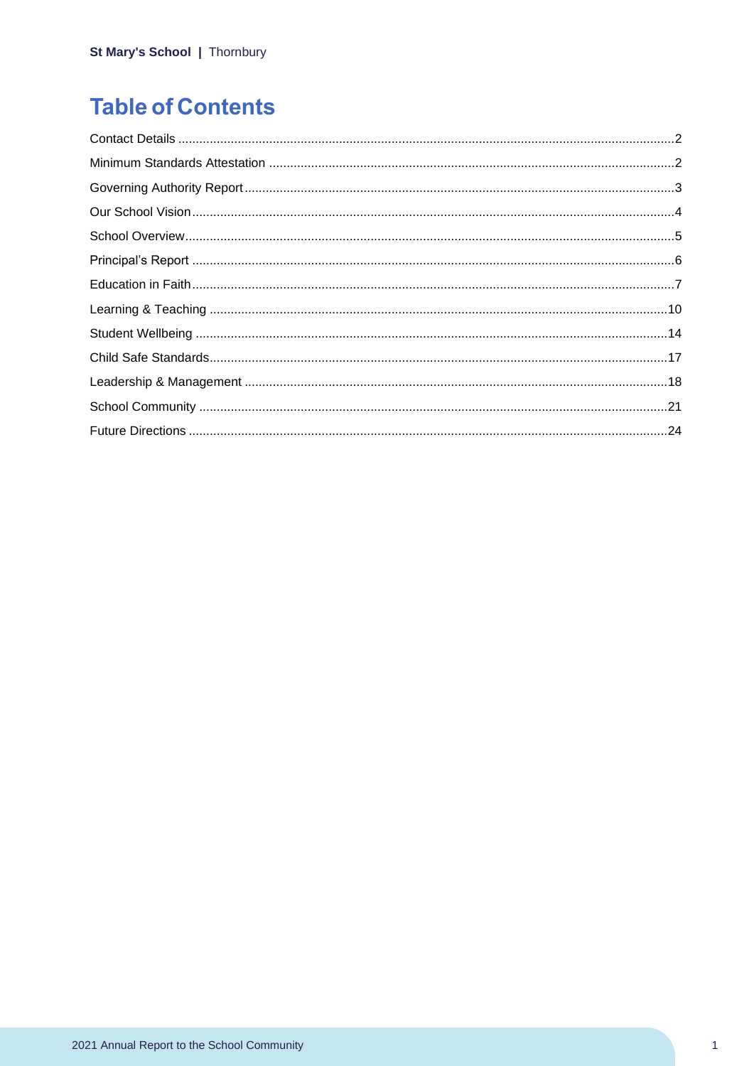# Table of Contents

Contact Details ....2
Minimum Standards Attestation ....2
Governing Authority Report....3
Our School Vision....4
School Overview....5
Principal's Report ....6
Education in Faith....7
Learning & Teaching ....10
Student Wellbeing ....14
Child Safe Standards....17
Leadership & Management ....18
School Community ....21
Future Directions ....24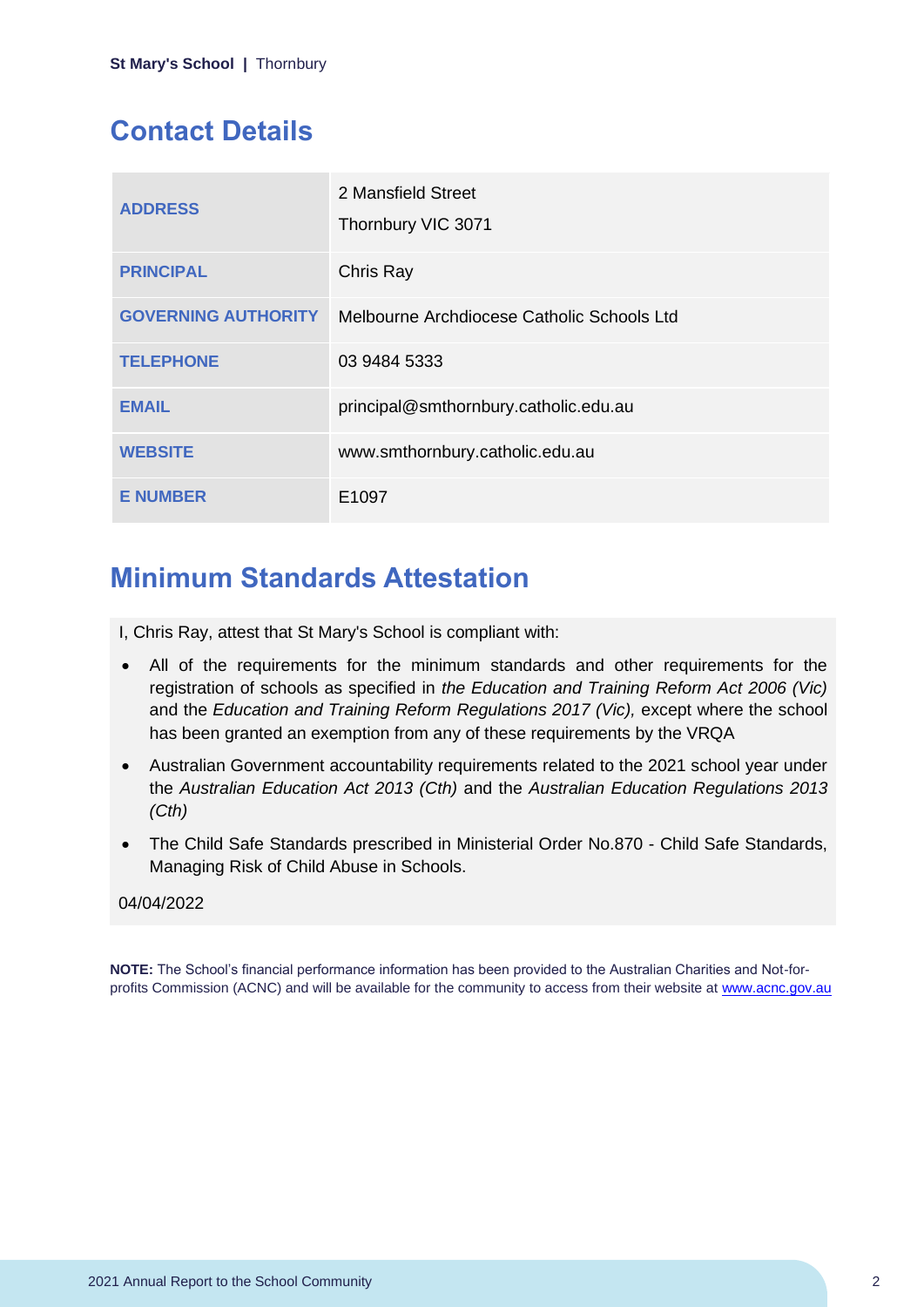## Contact Details

| | |
|---|---|
| **ADDRESS** | 2 Mansfield Street<br>Thornbury VIC 3071 |
| **PRINCIPAL** | Chris Ray |
| **GOVERNING AUTHORITY** | Melbourne Archdiocese Catholic Schools Ltd |
| **TELEPHONE** | 03 9484 5333 |
| **EMAIL** | principal@smthornbury.catholic.edu.au |
| **WEBSITE** | www.smthornbury.catholic.edu.au |
| **E NUMBER** | E1097 |

## Minimum Standards Attestation

I, Chris Ray, attest that St Mary's School is compliant with:

- All of the requirements for the minimum standards and other requirements for the registration of schools as specified in *the Education and Training Reform Act 2006 (Vic)* and the *Education and Training Reform Regulations 2017 (Vic),* except where the school has been granted an exemption from any of these requirements by the VRQA
- Australian Government accountability requirements related to the 2021 school year under the *Australian Education Act 2013 (Cth)* and the *Australian Education Regulations 2013 (Cth)*
- The Child Safe Standards prescribed in Ministerial Order No.870 - Child Safe Standards, Managing Risk of Child Abuse in Schools.

04/04/2022

**NOTE:** The School's financial performance information has been provided to the Australian Charities and Not-for-profits Commission (ACNC) and will be available for the community to access from their website at www.acnc.gov.au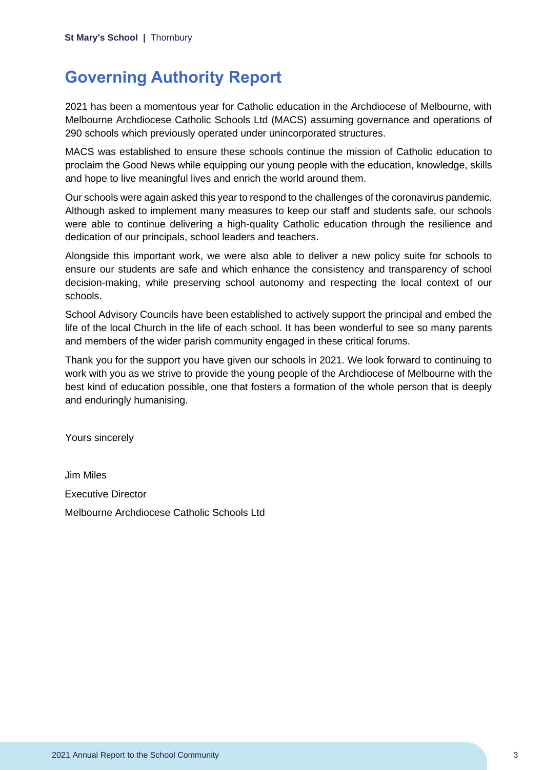# Governing Authority Report

2021 has been a momentous year for Catholic education in the Archdiocese of Melbourne, with Melbourne Archdiocese Catholic Schools Ltd (MACS) assuming governance and operations of 290 schools which previously operated under unincorporated structures.

MACS was established to ensure these schools continue the mission of Catholic education to proclaim the Good News while equipping our young people with the education, knowledge, skills and hope to live meaningful lives and enrich the world around them.

Our schools were again asked this year to respond to the challenges of the coronavirus pandemic. Although asked to implement many measures to keep our staff and students safe, our schools were able to continue delivering a high-quality Catholic education through the resilience and dedication of our principals, school leaders and teachers.

Alongside this important work, we were also able to deliver a new policy suite for schools to ensure our students are safe and which enhance the consistency and transparency of school decision-making, while preserving school autonomy and respecting the local context of our schools.

School Advisory Councils have been established to actively support the principal and embed the life of the local Church in the life of each school. It has been wonderful to see so many parents and members of the wider parish community engaged in these critical forums.

Thank you for the support you have given our schools in 2021. We look forward to continuing to work with you as we strive to provide the young people of the Archdiocese of Melbourne with the best kind of education possible, one that fosters a formation of the whole person that is deeply and enduringly humanising.

Yours sincerely

Jim Miles

Executive Director

Melbourne Archdiocese Catholic Schools Ltd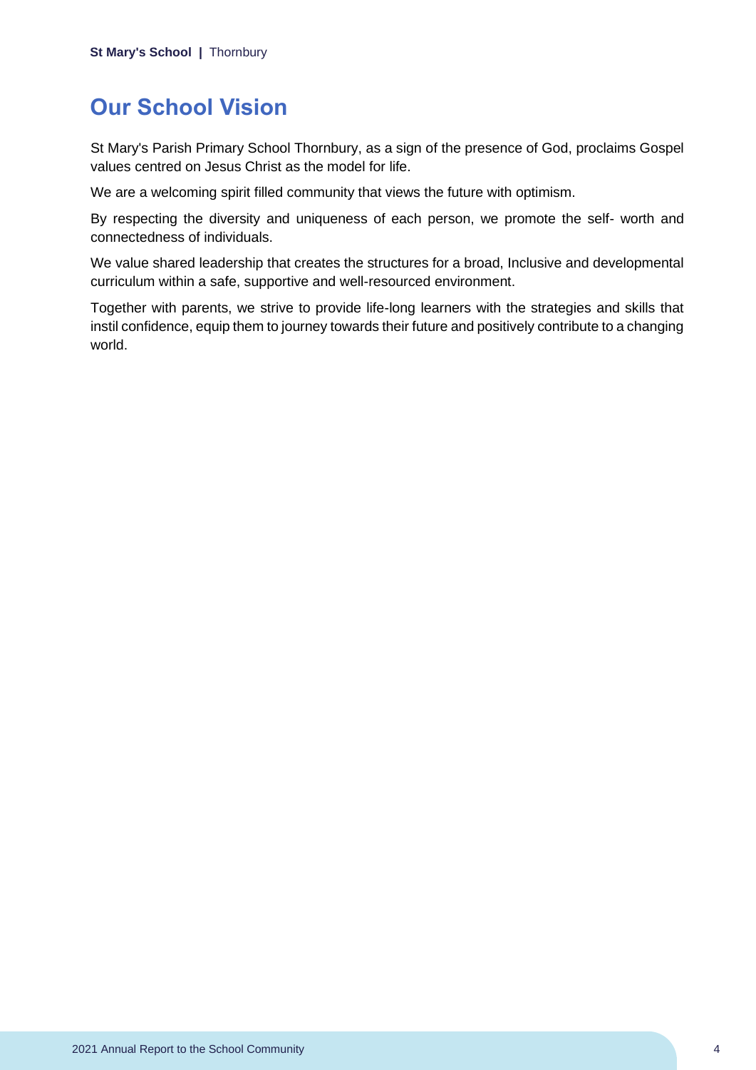## Our School Vision

St Mary's Parish Primary School Thornbury, as a sign of the presence of God, proclaims Gospel values centred on Jesus Christ as the model for life.

We are a welcoming spirit filled community that views the future with optimism.

By respecting the diversity and uniqueness of each person, we promote the self- worth and connectedness of individuals.

We value shared leadership that creates the structures for a broad, Inclusive and developmental curriculum within a safe, supportive and well-resourced environment.

Together with parents, we strive to provide life-long learners with the strategies and skills that instil confidence, equip them to journey towards their future and positively contribute to a changing world.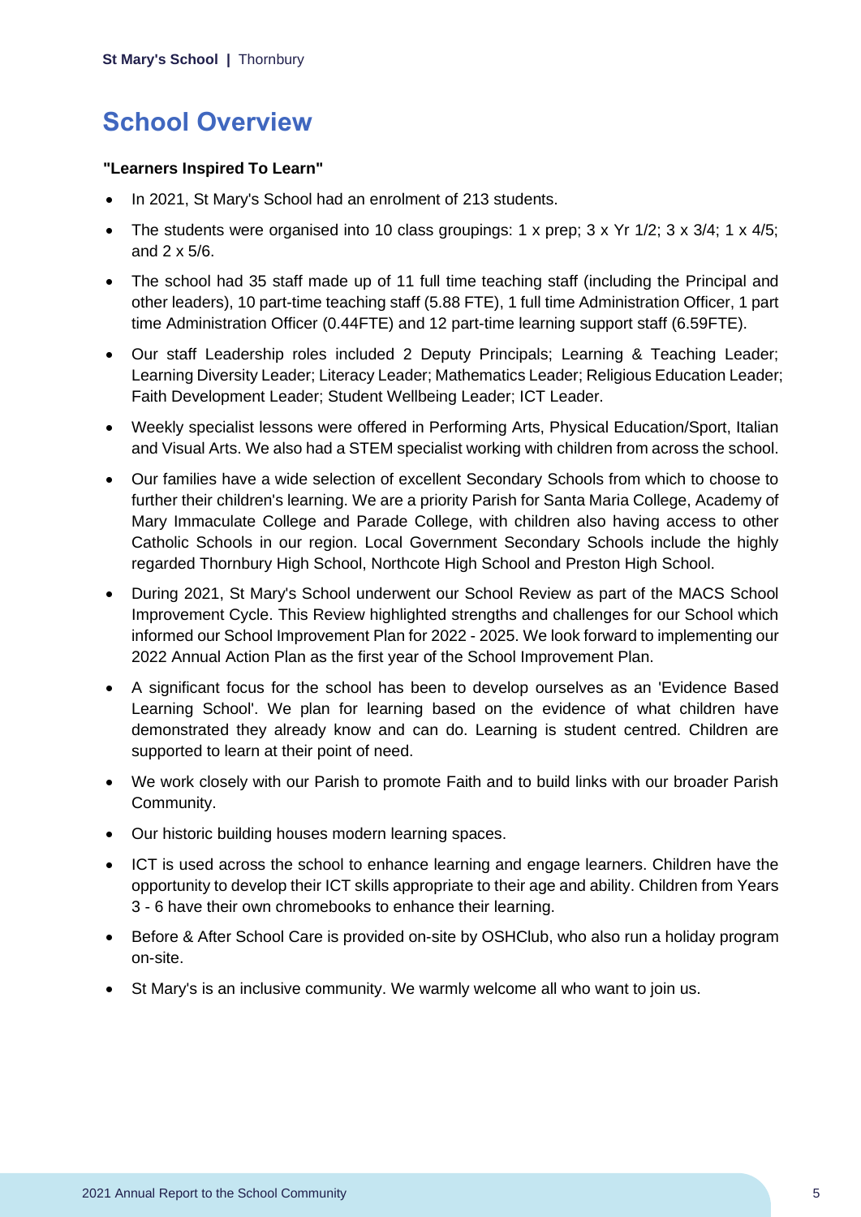# School Overview

**"Learners Inspired To Learn"**

- In 2021, St Mary's School had an enrolment of 213 students.
- The students were organised into 10 class groupings: 1 x prep; 3 x Yr 1/2; 3 x 3/4; 1 x 4/5; and 2 x 5/6.
- The school had 35 staff made up of 11 full time teaching staff (including the Principal and other leaders), 10 part-time teaching staff (5.88 FTE), 1 full time Administration Officer, 1 part time Administration Officer (0.44FTE) and 12 part-time learning support staff (6.59FTE).
- Our staff Leadership roles included 2 Deputy Principals; Learning & Teaching Leader; Learning Diversity Leader; Literacy Leader; Mathematics Leader; Religious Education Leader; Faith Development Leader; Student Wellbeing Leader; ICT Leader.
- Weekly specialist lessons were offered in Performing Arts, Physical Education/Sport, Italian and Visual Arts. We also had a STEM specialist working with children from across the school.
- Our families have a wide selection of excellent Secondary Schools from which to choose to further their children's learning. We are a priority Parish for Santa Maria College, Academy of Mary Immaculate College and Parade College, with children also having access to other Catholic Schools in our region. Local Government Secondary Schools include the highly regarded Thornbury High School, Northcote High School and Preston High School.
- During 2021, St Mary's School underwent our School Review as part of the MACS School Improvement Cycle. This Review highlighted strengths and challenges for our School which informed our School Improvement Plan for 2022 - 2025. We look forward to implementing our 2022 Annual Action Plan as the first year of the School Improvement Plan.
- A significant focus for the school has been to develop ourselves as an 'Evidence Based Learning School'. We plan for learning based on the evidence of what children have demonstrated they already know and can do. Learning is student centred. Children are supported to learn at their point of need.
- We work closely with our Parish to promote Faith and to build links with our broader Parish Community.
- Our historic building houses modern learning spaces.
- ICT is used across the school to enhance learning and engage learners. Children have the opportunity to develop their ICT skills appropriate to their age and ability. Children from Years 3 - 6 have their own chromebooks to enhance their learning.
- Before & After School Care is provided on-site by OSHClub, who also run a holiday program on-site.
- St Mary's is an inclusive community. We warmly welcome all who want to join us.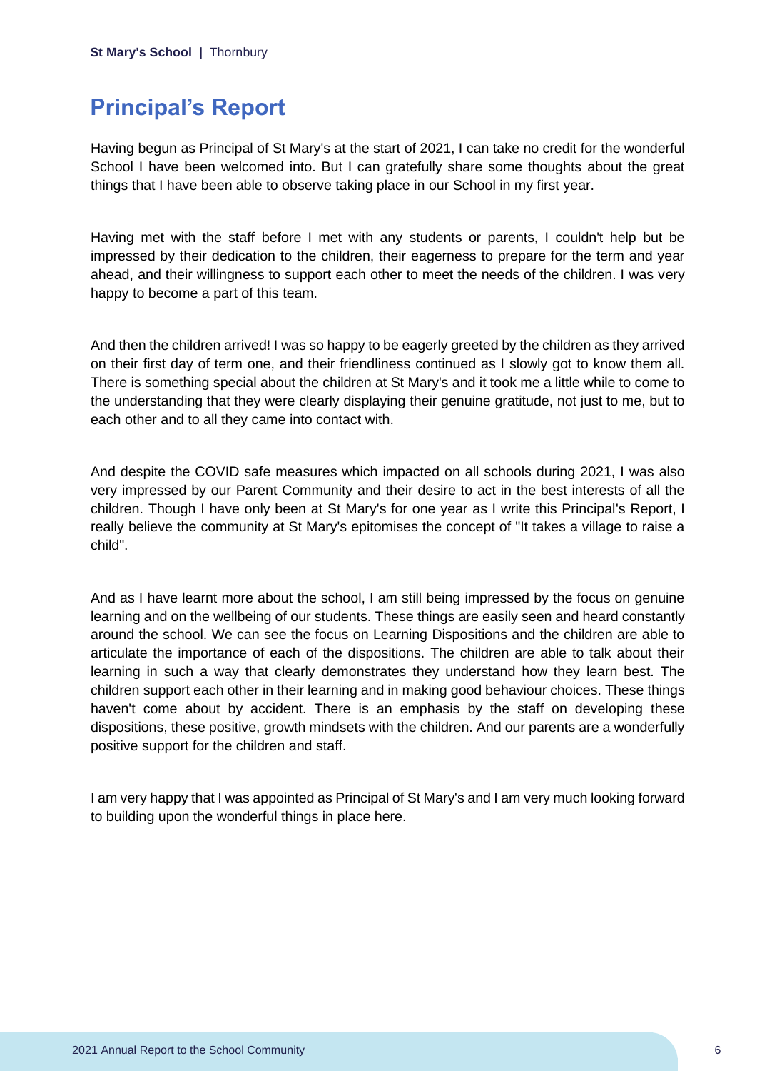## Principal's Report

Having begun as Principal of St Mary's at the start of 2021, I can take no credit for the wonderful School I have been welcomed into. But I can gratefully share some thoughts about the great things that I have been able to observe taking place in our School in my first year.

Having met with the staff before I met with any students or parents, I couldn't help but be impressed by their dedication to the children, their eagerness to prepare for the term and year ahead, and their willingness to support each other to meet the needs of the children. I was very happy to become a part of this team.

And then the children arrived! I was so happy to be eagerly greeted by the children as they arrived on their first day of term one, and their friendliness continued as I slowly got to know them all. There is something special about the children at St Mary's and it took me a little while to come to the understanding that they were clearly displaying their genuine gratitude, not just to me, but to each other and to all they came into contact with.

And despite the COVID safe measures which impacted on all schools during 2021, I was also very impressed by our Parent Community and their desire to act in the best interests of all the children. Though I have only been at St Mary's for one year as I write this Principal's Report, I really believe the community at St Mary's epitomises the concept of "It takes a village to raise a child".

And as I have learnt more about the school, I am still being impressed by the focus on genuine learning and on the wellbeing of our students. These things are easily seen and heard constantly around the school. We can see the focus on Learning Dispositions and the children are able to articulate the importance of each of the dispositions. The children are able to talk about their learning in such a way that clearly demonstrates they understand how they learn best. The children support each other in their learning and in making good behaviour choices. These things haven't come about by accident. There is an emphasis by the staff on developing these dispositions, these positive, growth mindsets with the children. And our parents are a wonderfully positive support for the children and staff.

I am very happy that I was appointed as Principal of St Mary's and I am very much looking forward to building upon the wonderful things in place here.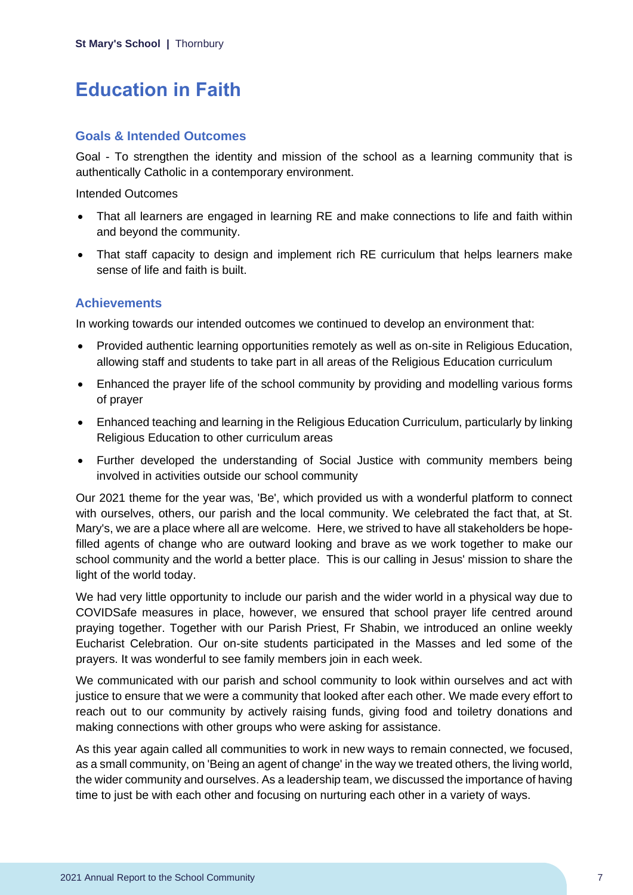# Education in Faith

## Goals & Intended Outcomes

Goal - To strengthen the identity and mission of the school as a learning community that is authentically Catholic in a contemporary environment.

Intended Outcomes

- That all learners are engaged in learning RE and make connections to life and faith within and beyond the community.
- That staff capacity to design and implement rich RE curriculum that helps learners make sense of life and faith is built.

## Achievements

In working towards our intended outcomes we continued to develop an environment that:

- Provided authentic learning opportunities remotely as well as on-site in Religious Education, allowing staff and students to take part in all areas of the Religious Education curriculum
- Enhanced the prayer life of the school community by providing and modelling various forms of prayer
- Enhanced teaching and learning in the Religious Education Curriculum, particularly by linking Religious Education to other curriculum areas
- Further developed the understanding of Social Justice with community members being involved in activities outside our school community

Our 2021 theme for the year was, 'Be', which provided us with a wonderful platform to connect with ourselves, others, our parish and the local community. We celebrated the fact that, at St. Mary's, we are a place where all are welcome. Here, we strived to have all stakeholders be hope-filled agents of change who are outward looking and brave as we work together to make our school community and the world a better place. This is our calling in Jesus' mission to share the light of the world today.

We had very little opportunity to include our parish and the wider world in a physical way due to COVIDSafe measures in place, however, we ensured that school prayer life centred around praying together. Together with our Parish Priest, Fr Shabin, we introduced an online weekly Eucharist Celebration. Our on-site students participated in the Masses and led some of the prayers. It was wonderful to see family members join in each week.

We communicated with our parish and school community to look within ourselves and act with justice to ensure that we were a community that looked after each other. We made every effort to reach out to our community by actively raising funds, giving food and toiletry donations and making connections with other groups who were asking for assistance.

As this year again called all communities to work in new ways to remain connected, we focused, as a small community, on 'Being an agent of change' in the way we treated others, the living world, the wider community and ourselves. As a leadership team, we discussed the importance of having time to just be with each other and focusing on nurturing each other in a variety of ways.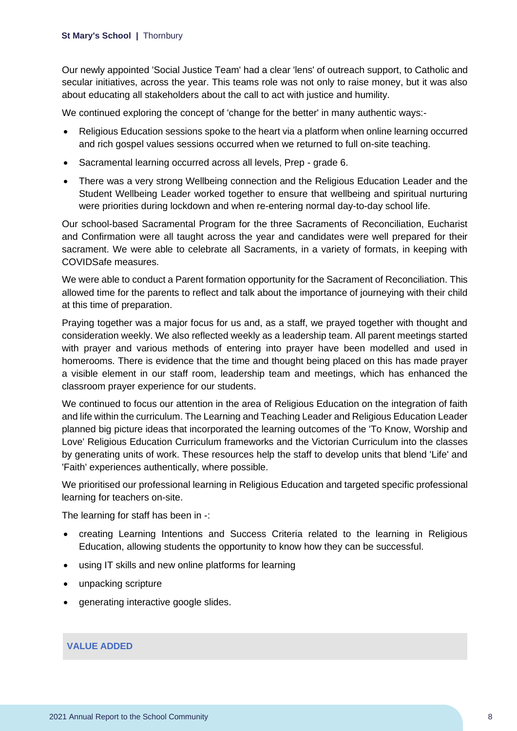Our newly appointed 'Social Justice Team' had a clear 'lens' of outreach support, to Catholic and secular initiatives, across the year. This teams role was not only to raise money, but it was also about educating all stakeholders about the call to act with justice and humility.

We continued exploring the concept of 'change for the better' in many authentic ways:-

- Religious Education sessions spoke to the heart via a platform when online learning occurred and rich gospel values sessions occurred when we returned to full on-site teaching.
- Sacramental learning occurred across all levels, Prep - grade 6.
- There was a very strong Wellbeing connection and the Religious Education Leader and the Student Wellbeing Leader worked together to ensure that wellbeing and spiritual nurturing were priorities during lockdown and when re-entering normal day-to-day school life.

Our school-based Sacramental Program for the three Sacraments of Reconciliation, Eucharist and Confirmation were all taught across the year and candidates were well prepared for their sacrament. We were able to celebrate all Sacraments, in a variety of formats, in keeping with COVIDSafe measures.

We were able to conduct a Parent formation opportunity for the Sacrament of Reconciliation. This allowed time for the parents to reflect and talk about the importance of journeying with their child at this time of preparation.

Praying together was a major focus for us and, as a staff, we prayed together with thought and consideration weekly. We also reflected weekly as a leadership team. All parent meetings started with prayer and various methods of entering into prayer have been modelled and used in homerooms. There is evidence that the time and thought being placed on this has made prayer a visible element in our staff room, leadership team and meetings, which has enhanced the classroom prayer experience for our students.

We continued to focus our attention in the area of Religious Education on the integration of faith and life within the curriculum. The Learning and Teaching Leader and Religious Education Leader planned big picture ideas that incorporated the learning outcomes of the 'To Know, Worship and Love' Religious Education Curriculum frameworks and the Victorian Curriculum into the classes by generating units of work. These resources help the staff to develop units that blend 'Life' and 'Faith' experiences authentically, where possible.

We prioritised our professional learning in Religious Education and targeted specific professional learning for teachers on-site.

The learning for staff has been in -:

- creating Learning Intentions and Success Criteria related to the learning in Religious Education, allowing students the opportunity to know how they can be successful.
- using IT skills and new online platforms for learning
- unpacking scripture
- generating interactive google slides.

## VALUE ADDED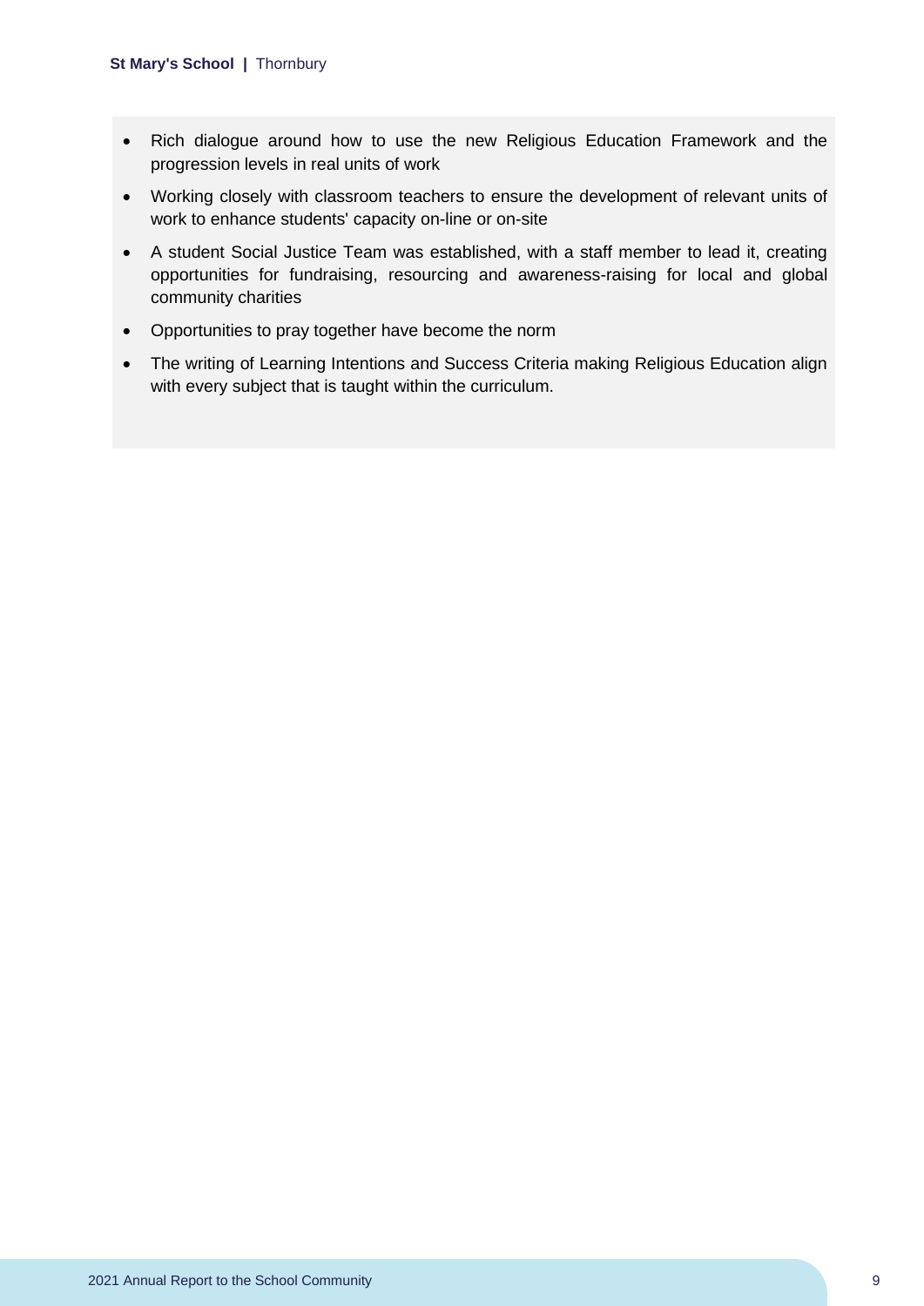- Rich dialogue around how to use the new Religious Education Framework and the progression levels in real units of work
- Working closely with classroom teachers to ensure the development of relevant units of work to enhance students' capacity on-line or on-site
- A student Social Justice Team was established, with a staff member to lead it, creating opportunities for fundraising, resourcing and awareness-raising for local and global community charities
- Opportunities to pray together have become the norm
- The writing of Learning Intentions and Success Criteria making Religious Education align with every subject that is taught within the curriculum.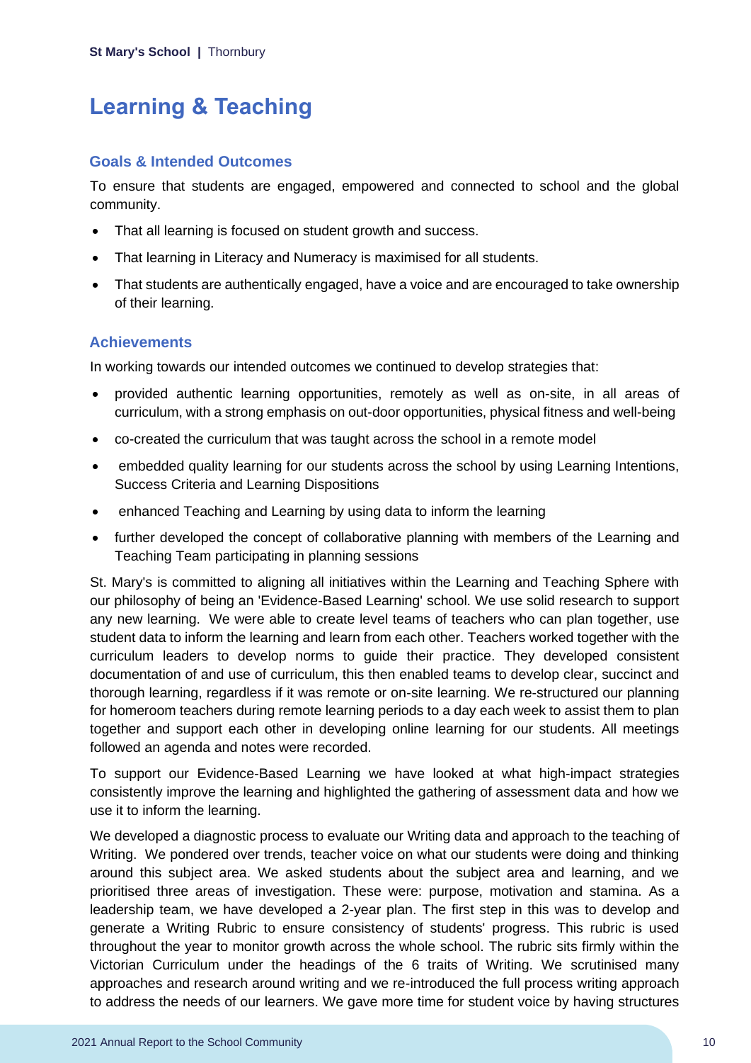# Learning & Teaching

## Goals & Intended Outcomes

To ensure that students are engaged, empowered and connected to school and the global community.

- That all learning is focused on student growth and success.
- That learning in Literacy and Numeracy is maximised for all students.
- That students are authentically engaged, have a voice and are encouraged to take ownership of their learning.

## Achievements

In working towards our intended outcomes we continued to develop strategies that:

- provided authentic learning opportunities, remotely as well as on-site, in all areas of curriculum, with a strong emphasis on out-door opportunities, physical fitness and well-being
- co-created the curriculum that was taught across the school in a remote model
- embedded quality learning for our students across the school by using Learning Intentions, Success Criteria and Learning Dispositions
- enhanced Teaching and Learning by using data to inform the learning
- further developed the concept of collaborative planning with members of the Learning and Teaching Team participating in planning sessions

St. Mary's is committed to aligning all initiatives within the Learning and Teaching Sphere with our philosophy of being an 'Evidence-Based Learning' school. We use solid research to support any new learning. We were able to create level teams of teachers who can plan together, use student data to inform the learning and learn from each other. Teachers worked together with the curriculum leaders to develop norms to guide their practice. They developed consistent documentation of and use of curriculum, this then enabled teams to develop clear, succinct and thorough learning, regardless if it was remote or on-site learning. We re-structured our planning for homeroom teachers during remote learning periods to a day each week to assist them to plan together and support each other in developing online learning for our students. All meetings followed an agenda and notes were recorded.

To support our Evidence-Based Learning we have looked at what high-impact strategies consistently improve the learning and highlighted the gathering of assessment data and how we use it to inform the learning.

We developed a diagnostic process to evaluate our Writing data and approach to the teaching of Writing. We pondered over trends, teacher voice on what our students were doing and thinking around this subject area. We asked students about the subject area and learning, and we prioritised three areas of investigation. These were: purpose, motivation and stamina. As a leadership team, we have developed a 2-year plan. The first step in this was to develop and generate a Writing Rubric to ensure consistency of students' progress. This rubric is used throughout the year to monitor growth across the whole school. The rubric sits firmly within the Victorian Curriculum under the headings of the 6 traits of Writing. We scrutinised many approaches and research around writing and we re-introduced the full process writing approach to address the needs of our learners. We gave more time for student voice by having structures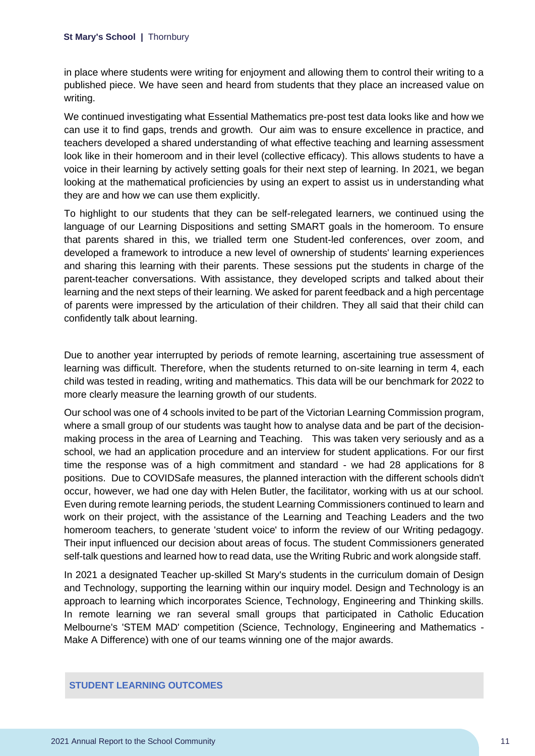in place where students were writing for enjoyment and allowing them to control their writing to a published piece. We have seen and heard from students that they place an increased value on writing.

We continued investigating what Essential Mathematics pre-post test data looks like and how we can use it to find gaps, trends and growth. Our aim was to ensure excellence in practice, and teachers developed a shared understanding of what effective teaching and learning assessment look like in their homeroom and in their level (collective efficacy). This allows students to have a voice in their learning by actively setting goals for their next step of learning. In 2021, we began looking at the mathematical proficiencies by using an expert to assist us in understanding what they are and how we can use them explicitly.

To highlight to our students that they can be self-relegated learners, we continued using the language of our Learning Dispositions and setting SMART goals in the homeroom. To ensure that parents shared in this, we trialled term one Student-led conferences, over zoom, and developed a framework to introduce a new level of ownership of students' learning experiences and sharing this learning with their parents. These sessions put the students in charge of the parent-teacher conversations. With assistance, they developed scripts and talked about their learning and the next steps of their learning. We asked for parent feedback and a high percentage of parents were impressed by the articulation of their children. They all said that their child can confidently talk about learning.

Due to another year interrupted by periods of remote learning, ascertaining true assessment of learning was difficult. Therefore, when the students returned to on-site learning in term 4, each child was tested in reading, writing and mathematics. This data will be our benchmark for 2022 to more clearly measure the learning growth of our students.

Our school was one of 4 schools invited to be part of the Victorian Learning Commission program, where a small group of our students was taught how to analyse data and be part of the decision-making process in the area of Learning and Teaching. This was taken very seriously and as a school, we had an application procedure and an interview for student applications. For our first time the response was of a high commitment and standard - we had 28 applications for 8 positions. Due to COVIDSafe measures, the planned interaction with the different schools didn't occur, however, we had one day with Helen Butler, the facilitator, working with us at our school. Even during remote learning periods, the student Learning Commissioners continued to learn and work on their project, with the assistance of the Learning and Teaching Leaders and the two homeroom teachers, to generate 'student voice' to inform the review of our Writing pedagogy. Their input influenced our decision about areas of focus. The student Commissioners generated self-talk questions and learned how to read data, use the Writing Rubric and work alongside staff.

In 2021 a designated Teacher up-skilled St Mary's students in the curriculum domain of Design and Technology, supporting the learning within our inquiry model. Design and Technology is an approach to learning which incorporates Science, Technology, Engineering and Thinking skills. In remote learning we ran several small groups that participated in Catholic Education Melbourne's 'STEM MAD' competition (Science, Technology, Engineering and Mathematics - Make A Difference) with one of our teams winning one of the major awards.

## STUDENT LEARNING OUTCOMES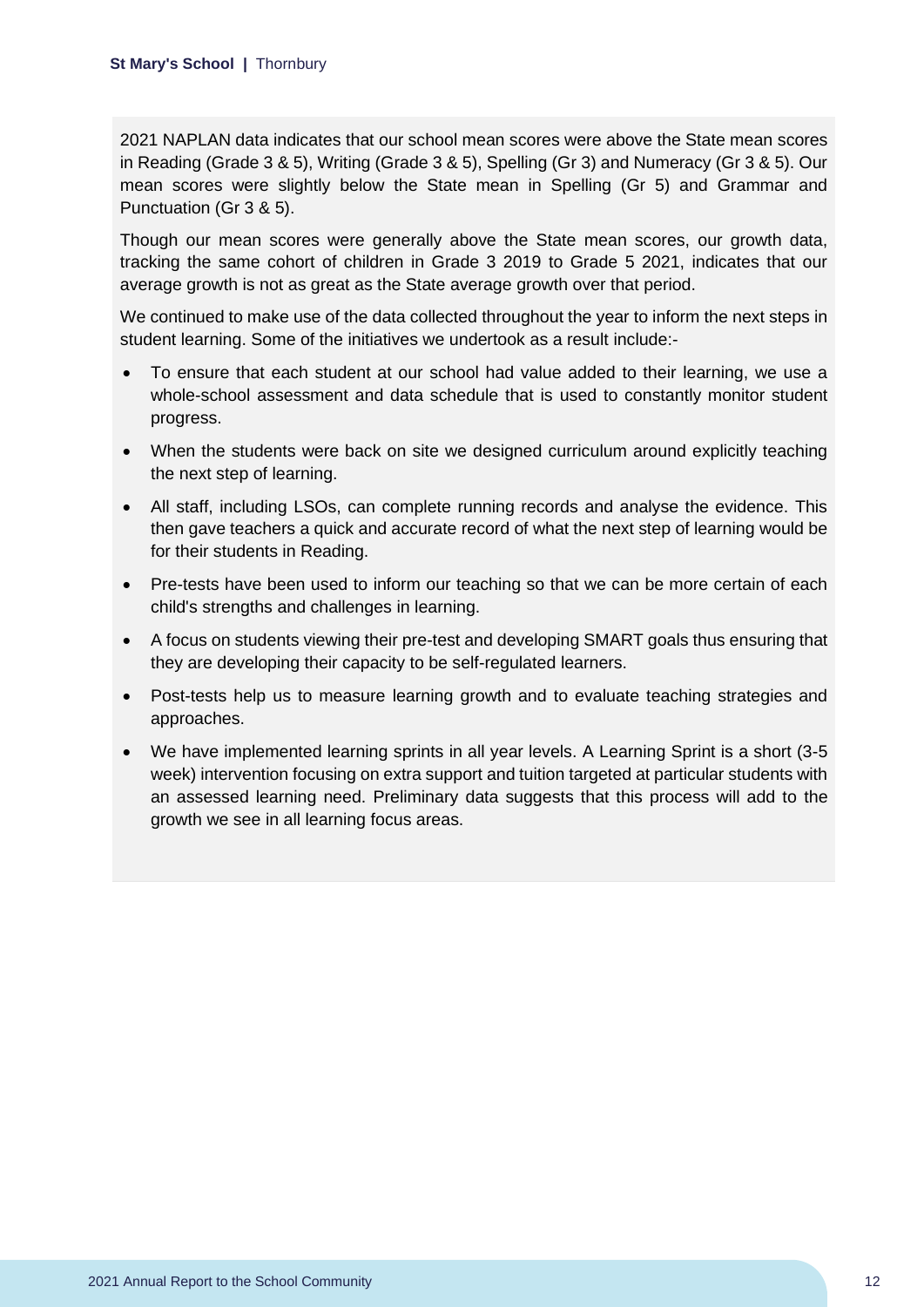2021 NAPLAN data indicates that our school mean scores were above the State mean scores in Reading (Grade 3 & 5), Writing (Grade 3 & 5), Spelling (Gr 3) and Numeracy (Gr 3 & 5). Our mean scores were slightly below the State mean in Spelling (Gr 5) and Grammar and Punctuation (Gr 3 & 5).

Though our mean scores were generally above the State mean scores, our growth data, tracking the same cohort of children in Grade 3 2019 to Grade 5 2021, indicates that our average growth is not as great as the State average growth over that period.

We continued to make use of the data collected throughout the year to inform the next steps in student learning. Some of the initiatives we undertook as a result include:-

- To ensure that each student at our school had value added to their learning, we use a whole-school assessment and data schedule that is used to constantly monitor student progress.
- When the students were back on site we designed curriculum around explicitly teaching the next step of learning.
- All staff, including LSOs, can complete running records and analyse the evidence. This then gave teachers a quick and accurate record of what the next step of learning would be for their students in Reading.
- Pre-tests have been used to inform our teaching so that we can be more certain of each child's strengths and challenges in learning.
- A focus on students viewing their pre-test and developing SMART goals thus ensuring that they are developing their capacity to be self-regulated learners.
- Post-tests help us to measure learning growth and to evaluate teaching strategies and approaches.
- We have implemented learning sprints in all year levels. A Learning Sprint is a short (3-5 week) intervention focusing on extra support and tuition targeted at particular students with an assessed learning need. Preliminary data suggests that this process will add to the growth we see in all learning focus areas.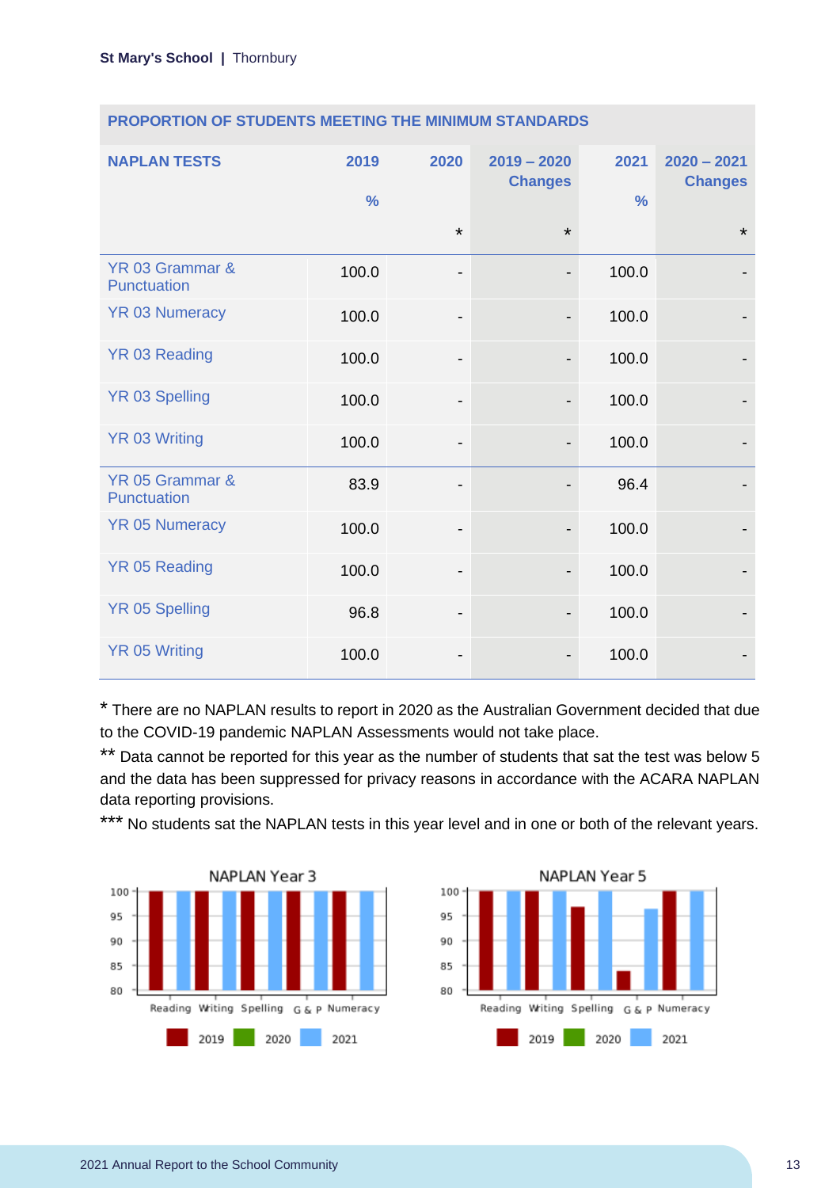## PROPORTION OF STUDENTS MEETING THE MINIMUM STANDARDS

| NAPLAN TESTS | 2019 % | 2020 * | 2019 – 2020 Changes * | 2021 % | 2020 – 2021 Changes * |
|---|---|---|---|---|---|
| YR 03 Grammar & Punctuation | 100.0 | - | - | 100.0 | - |
| YR 03 Numeracy | 100.0 | - | - | 100.0 | - |
| YR 03 Reading | 100.0 | - | - | 100.0 | - |
| YR 03 Spelling | 100.0 | - | - | 100.0 | - |
| YR 03 Writing | 100.0 | - | - | 100.0 | - |
| YR 05 Grammar & Punctuation | 83.9 | - | - | 96.4 | - |
| YR 05 Numeracy | 100.0 | - | - | 100.0 | - |
| YR 05 Reading | 100.0 | - | - | 100.0 | - |
| YR 05 Spelling | 96.8 | - | - | 100.0 | - |
| YR 05 Writing | 100.0 | - | - | 100.0 | - |

* There are no NAPLAN results to report in 2020 as the Australian Government decided that due to the COVID-19 pandemic NAPLAN Assessments would not take place.

** Data cannot be reported for this year as the number of students that sat the test was below 5 and the data has been suppressed for privacy reasons in accordance with the ACARA NAPLAN data reporting provisions.

*** No students sat the NAPLAN tests in this year level and in one or both of the relevant years.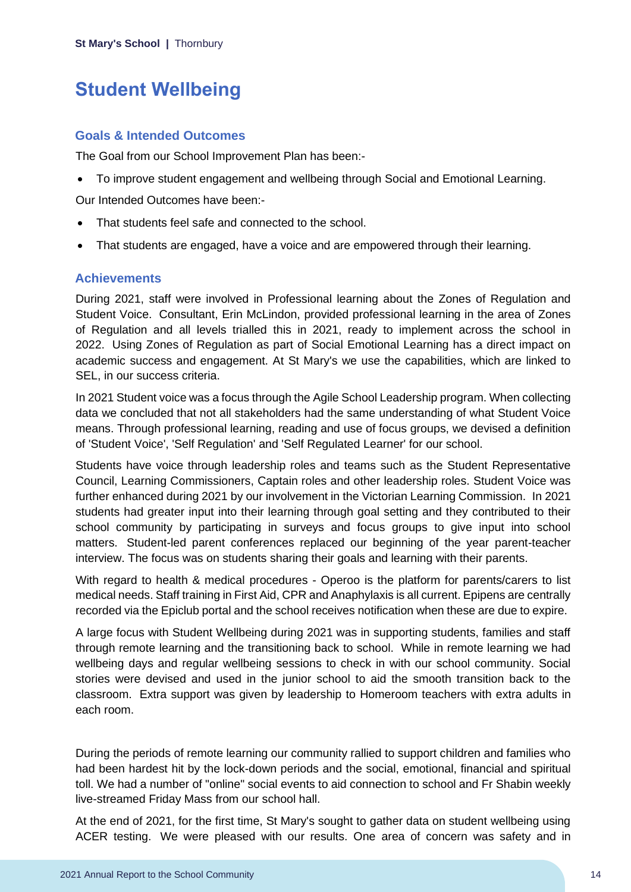# Student Wellbeing

## Goals & Intended Outcomes

The Goal from our School Improvement Plan has been:-

- To improve student engagement and wellbeing through Social and Emotional Learning.

Our Intended Outcomes have been:-

- That students feel safe and connected to the school.
- That students are engaged, have a voice and are empowered through their learning.

## Achievements

During 2021, staff were involved in Professional learning about the Zones of Regulation and Student Voice. Consultant, Erin McLindon, provided professional learning in the area of Zones of Regulation and all levels trialled this in 2021, ready to implement across the school in 2022. Using Zones of Regulation as part of Social Emotional Learning has a direct impact on academic success and engagement. At St Mary's we use the capabilities, which are linked to SEL, in our success criteria.

In 2021 Student voice was a focus through the Agile School Leadership program. When collecting data we concluded that not all stakeholders had the same understanding of what Student Voice means. Through professional learning, reading and use of focus groups, we devised a definition of 'Student Voice', 'Self Regulation' and 'Self Regulated Learner' for our school.

Students have voice through leadership roles and teams such as the Student Representative Council, Learning Commissioners, Captain roles and other leadership roles. Student Voice was further enhanced during 2021 by our involvement in the Victorian Learning Commission. In 2021 students had greater input into their learning through goal setting and they contributed to their school community by participating in surveys and focus groups to give input into school matters. Student-led parent conferences replaced our beginning of the year parent-teacher interview. The focus was on students sharing their goals and learning with their parents.

With regard to health & medical procedures - Operoo is the platform for parents/carers to list medical needs. Staff training in First Aid, CPR and Anaphylaxis is all current. Epipens are centrally recorded via the Epiclub portal and the school receives notification when these are due to expire.

A large focus with Student Wellbeing during 2021 was in supporting students, families and staff through remote learning and the transitioning back to school. While in remote learning we had wellbeing days and regular wellbeing sessions to check in with our school community. Social stories were devised and used in the junior school to aid the smooth transition back to the classroom. Extra support was given by leadership to Homeroom teachers with extra adults in each room.

During the periods of remote learning our community rallied to support children and families who had been hardest hit by the lock-down periods and the social, emotional, financial and spiritual toll. We had a number of "online" social events to aid connection to school and Fr Shabin weekly live-streamed Friday Mass from our school hall.

At the end of 2021, for the first time, St Mary's sought to gather data on student wellbeing using ACER testing. We were pleased with our results. One area of concern was safety and in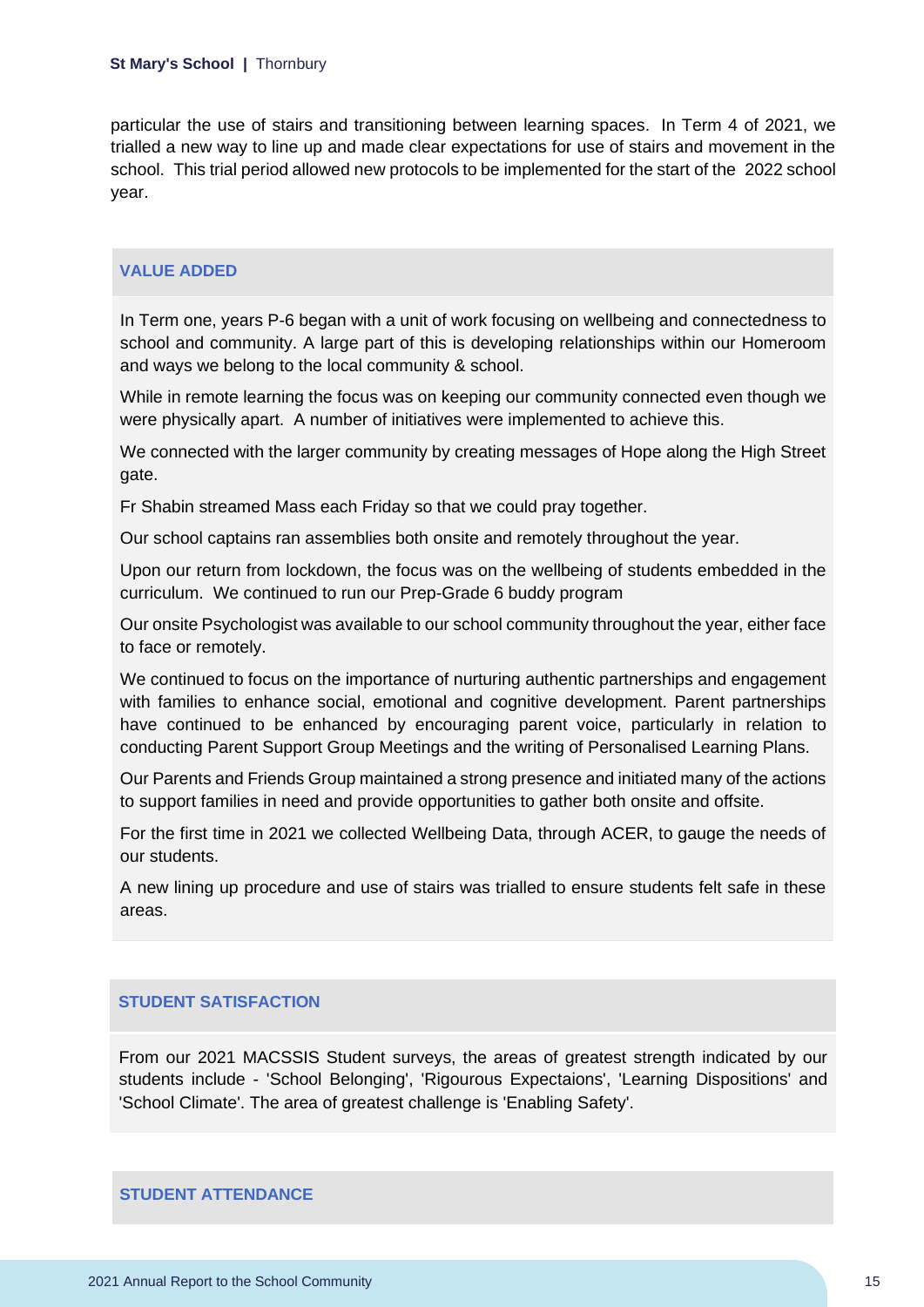particular the use of stairs and transitioning between learning spaces. In Term 4 of 2021, we trialled a new way to line up and made clear expectations for use of stairs and movement in the school. This trial period allowed new protocols to be implemented for the start of the 2022 school year.

## VALUE ADDED

In Term one, years P-6 began with a unit of work focusing on wellbeing and connectedness to school and community. A large part of this is developing relationships within our Homeroom and ways we belong to the local community & school.

While in remote learning the focus was on keeping our community connected even though we were physically apart. A number of initiatives were implemented to achieve this.

We connected with the larger community by creating messages of Hope along the High Street gate.

Fr Shabin streamed Mass each Friday so that we could pray together.

Our school captains ran assemblies both onsite and remotely throughout the year.

Upon our return from lockdown, the focus was on the wellbeing of students embedded in the curriculum. We continued to run our Prep-Grade 6 buddy program

Our onsite Psychologist was available to our school community throughout the year, either face to face or remotely.

We continued to focus on the importance of nurturing authentic partnerships and engagement with families to enhance social, emotional and cognitive development. Parent partnerships have continued to be enhanced by encouraging parent voice, particularly in relation to conducting Parent Support Group Meetings and the writing of Personalised Learning Plans.

Our Parents and Friends Group maintained a strong presence and initiated many of the actions to support families in need and provide opportunities to gather both onsite and offsite.

For the first time in 2021 we collected Wellbeing Data, through ACER, to gauge the needs of our students.

A new lining up procedure and use of stairs was trialled to ensure students felt safe in these areas.

## STUDENT SATISFACTION

From our 2021 MACSSIS Student surveys, the areas of greatest strength indicated by our students include - 'School Belonging', 'Rigourous Expectaions', 'Learning Dispositions' and 'School Climate'. The area of greatest challenge is 'Enabling Safety'.

## STUDENT ATTENDANCE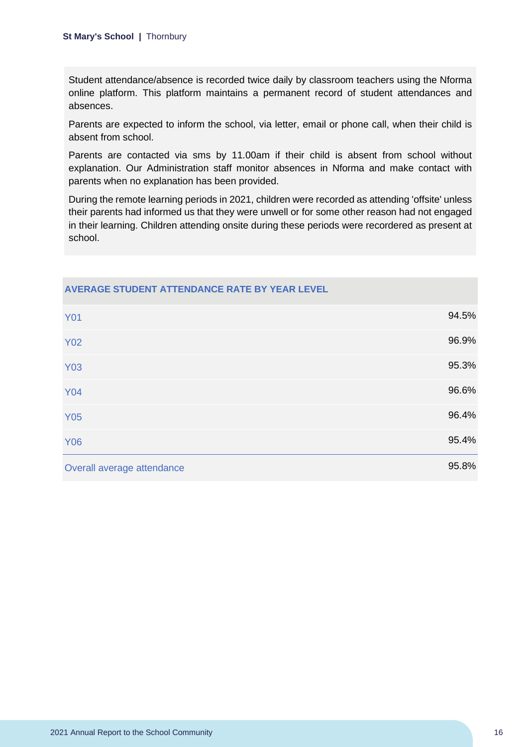Student attendance/absence is recorded twice daily by classroom teachers using the Nforma online platform. This platform maintains a permanent record of student attendances and absences.

Parents are expected to inform the school, via letter, email or phone call, when their child is absent from school.

Parents are contacted via sms by 11.00am if their child is absent from school without explanation. Our Administration staff monitor absences in Nforma and make contact with parents when no explanation has been provided.

During the remote learning periods in 2021, children were recorded as attending 'offsite' unless their parents had informed us that they were unwell or for some other reason had not engaged in their learning. Children attending onsite during these periods were recordered as present at school.

| AVERAGE STUDENT ATTENDANCE RATE BY YEAR LEVEL | |
|---|---|
| Y01 | 94.5% |
| Y02 | 96.9% |
| Y03 | 95.3% |
| Y04 | 96.6% |
| Y05 | 96.4% |
| Y06 | 95.4% |
| Overall average attendance | 95.8% |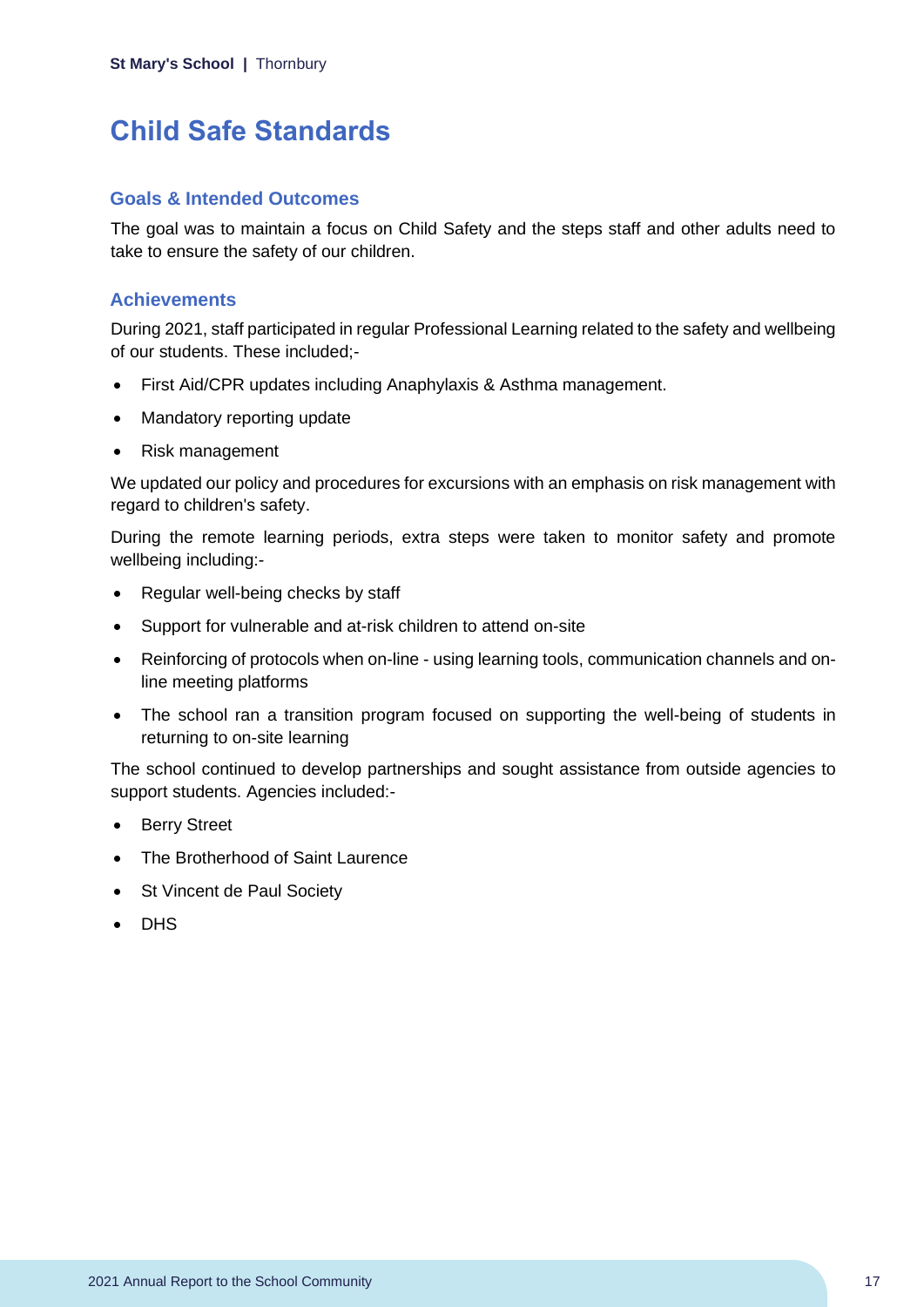# Child Safe Standards

## Goals & Intended Outcomes

The goal was to maintain a focus on Child Safety and the steps staff and other adults need to take to ensure the safety of our children.

## Achievements

During 2021, staff participated in regular Professional Learning related to the safety and wellbeing of our students. These included;-

- First Aid/CPR updates including Anaphylaxis & Asthma management.
- Mandatory reporting update
- Risk management

We updated our policy and procedures for excursions with an emphasis on risk management with regard to children's safety.

During the remote learning periods, extra steps were taken to monitor safety and promote wellbeing including:-

- Regular well-being checks by staff
- Support for vulnerable and at-risk children to attend on-site
- Reinforcing of protocols when on-line - using learning tools, communication channels and on-line meeting platforms
- The school ran a transition program focused on supporting the well-being of students in returning to on-site learning

The school continued to develop partnerships and sought assistance from outside agencies to support students. Agencies included:-

- Berry Street
- The Brotherhood of Saint Laurence
- St Vincent de Paul Society
- DHS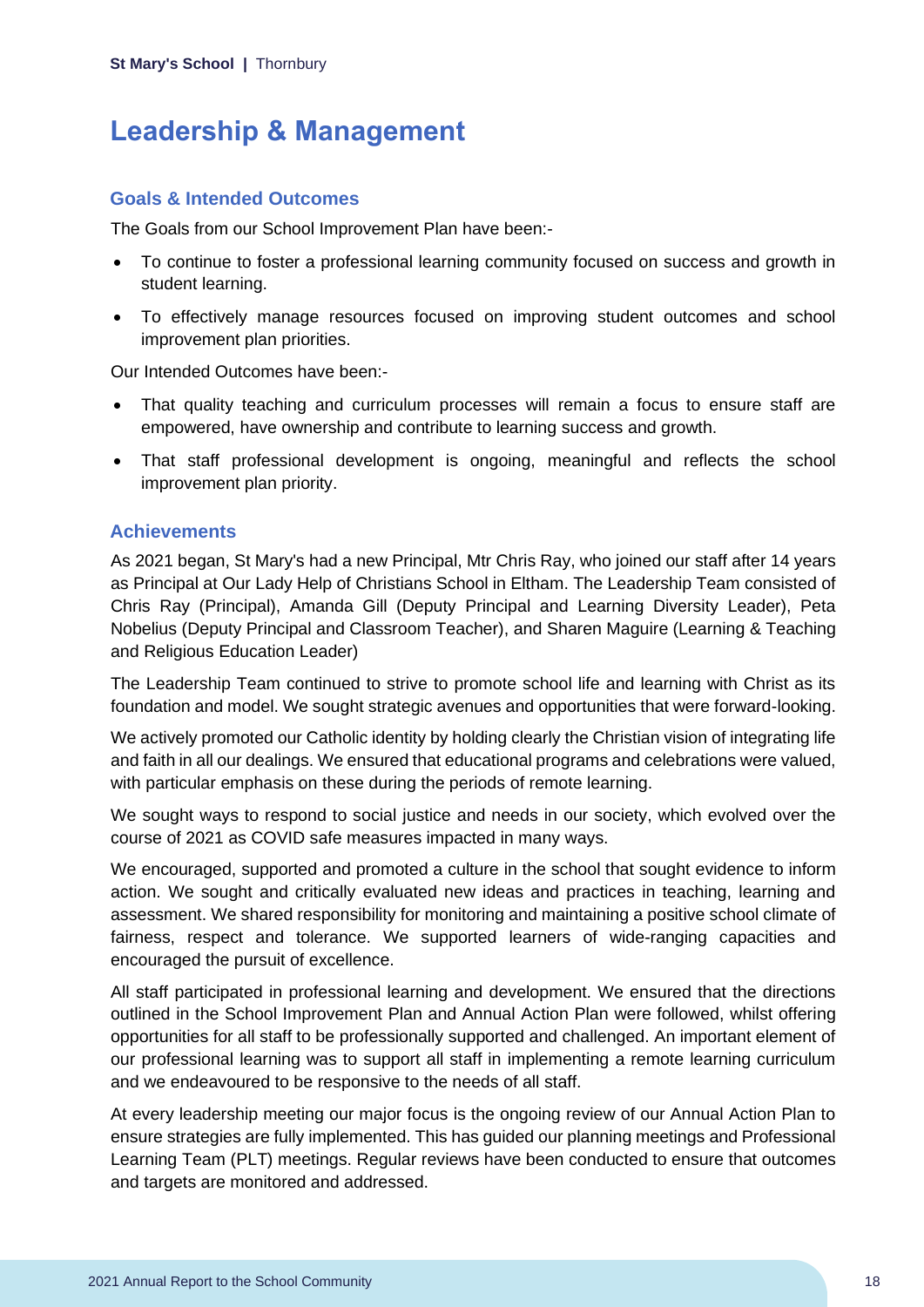# Leadership & Management

## Goals & Intended Outcomes

The Goals from our School Improvement Plan have been:-

- To continue to foster a professional learning community focused on success and growth in student learning.
- To effectively manage resources focused on improving student outcomes and school improvement plan priorities.

Our Intended Outcomes have been:-

- That quality teaching and curriculum processes will remain a focus to ensure staff are empowered, have ownership and contribute to learning success and growth.
- That staff professional development is ongoing, meaningful and reflects the school improvement plan priority.

## Achievements

As 2021 began, St Mary's had a new Principal, Mtr Chris Ray, who joined our staff after 14 years as Principal at Our Lady Help of Christians School in Eltham. The Leadership Team consisted of Chris Ray (Principal), Amanda Gill (Deputy Principal and Learning Diversity Leader), Peta Nobelius (Deputy Principal and Classroom Teacher), and Sharen Maguire (Learning & Teaching and Religious Education Leader)

The Leadership Team continued to strive to promote school life and learning with Christ as its foundation and model. We sought strategic avenues and opportunities that were forward-looking.

We actively promoted our Catholic identity by holding clearly the Christian vision of integrating life and faith in all our dealings. We ensured that educational programs and celebrations were valued, with particular emphasis on these during the periods of remote learning.

We sought ways to respond to social justice and needs in our society, which evolved over the course of 2021 as COVID safe measures impacted in many ways.

We encouraged, supported and promoted a culture in the school that sought evidence to inform action. We sought and critically evaluated new ideas and practices in teaching, learning and assessment. We shared responsibility for monitoring and maintaining a positive school climate of fairness, respect and tolerance. We supported learners of wide-ranging capacities and encouraged the pursuit of excellence.

All staff participated in professional learning and development. We ensured that the directions outlined in the School Improvement Plan and Annual Action Plan were followed, whilst offering opportunities for all staff to be professionally supported and challenged. An important element of our professional learning was to support all staff in implementing a remote learning curriculum and we endeavoured to be responsive to the needs of all staff.

At every leadership meeting our major focus is the ongoing review of our Annual Action Plan to ensure strategies are fully implemented. This has guided our planning meetings and Professional Learning Team (PLT) meetings. Regular reviews have been conducted to ensure that outcomes and targets are monitored and addressed.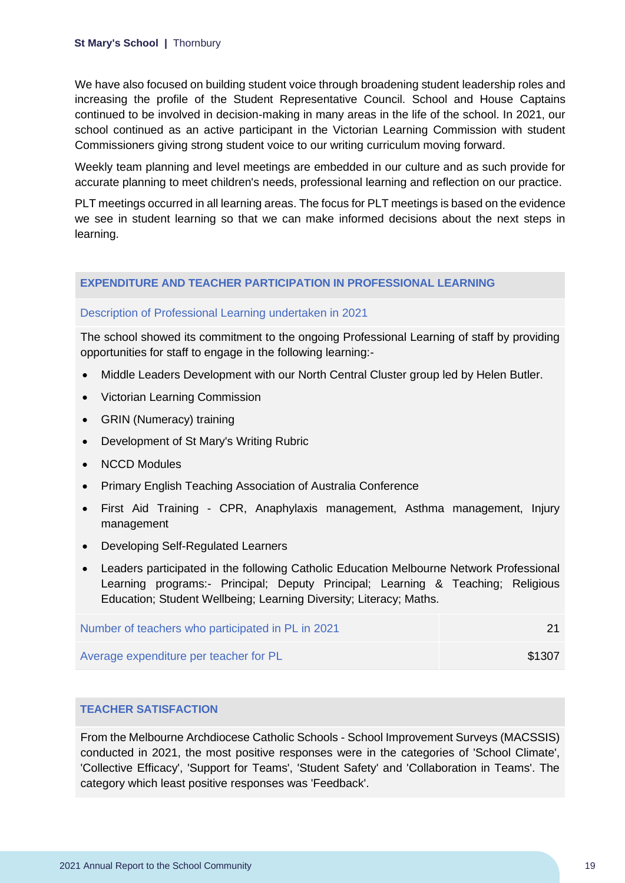We have also focused on building student voice through broadening student leadership roles and increasing the profile of the Student Representative Council. School and House Captains continued to be involved in decision-making in many areas in the life of the school. In 2021, our school continued as an active participant in the Victorian Learning Commission with student Commissioners giving strong student voice to our writing curriculum moving forward.

Weekly team planning and level meetings are embedded in our culture and as such provide for accurate planning to meet children's needs, professional learning and reflection on our practice.

PLT meetings occurred in all learning areas. The focus for PLT meetings is based on the evidence we see in student learning so that we can make informed decisions about the next steps in learning.

## EXPENDITURE AND TEACHER PARTICIPATION IN PROFESSIONAL LEARNING

### Description of Professional Learning undertaken in 2021

The school showed its commitment to the ongoing Professional Learning of staff by providing opportunities for staff to engage in the following learning:-

- Middle Leaders Development with our North Central Cluster group led by Helen Butler.
- Victorian Learning Commission
- GRIN (Numeracy) training
- Development of St Mary's Writing Rubric
- NCCD Modules
- Primary English Teaching Association of Australia Conference
- First Aid Training - CPR, Anaphylaxis management, Asthma management, Injury management
- Developing Self-Regulated Learners
- Leaders participated in the following Catholic Education Melbourne Network Professional Learning programs:- Principal; Deputy Principal; Learning & Teaching; Religious Education; Student Wellbeing; Learning Diversity; Literacy; Maths.

| | |
|---|---|
| Number of teachers who participated in PL in 2021 | 21 |
| Average expenditure per teacher for PL | $1307 |

## TEACHER SATISFACTION

From the Melbourne Archdiocese Catholic Schools - School Improvement Surveys (MACSSIS) conducted in 2021, the most positive responses were in the categories of 'School Climate', 'Collective Efficacy', 'Support for Teams', 'Student Safety' and 'Collaboration in Teams'. The category which least positive responses was 'Feedback'.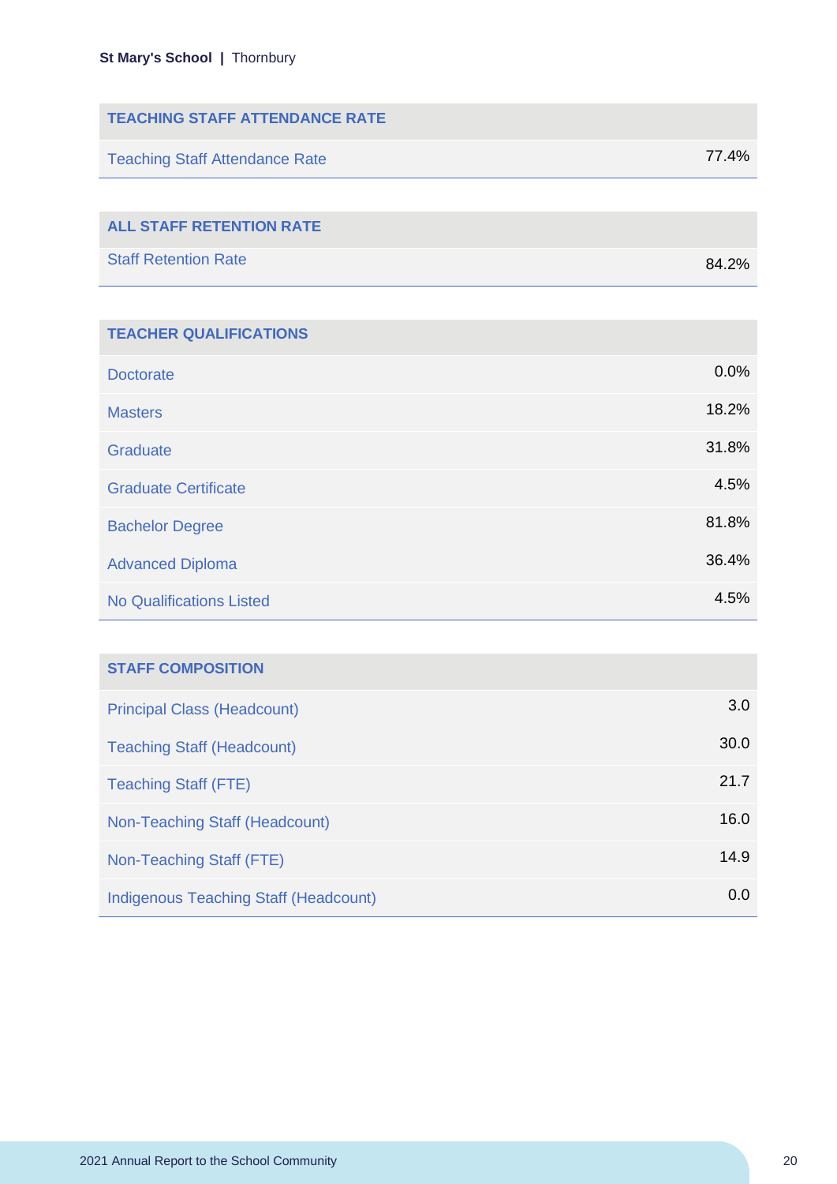| TEACHING STAFF ATTENDANCE RATE | |
|---|---|
| Teaching Staff Attendance Rate | 77.4% |

| ALL STAFF RETENTION RATE | |
|---|---|
| Staff Retention Rate | 84.2% |

| TEACHER QUALIFICATIONS | |
|---|---|
| Doctorate | 0.0% |
| Masters | 18.2% |
| Graduate | 31.8% |
| Graduate Certificate | 4.5% |
| Bachelor Degree | 81.8% |
| Advanced Diploma | 36.4% |
| No Qualifications Listed | 4.5% |

| STAFF COMPOSITION | |
|---|---|
| Principal Class (Headcount) | 3.0 |
| Teaching Staff (Headcount) | 30.0 |
| Teaching Staff (FTE) | 21.7 |
| Non-Teaching Staff (Headcount) | 16.0 |
| Non-Teaching Staff (FTE) | 14.9 |
| Indigenous Teaching Staff (Headcount) | 0.0 |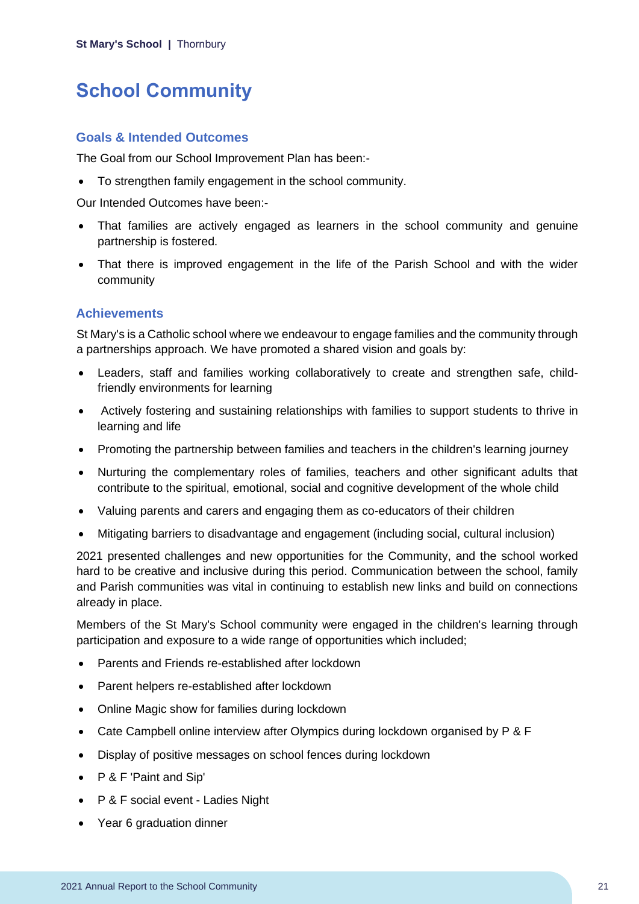# School Community

## Goals & Intended Outcomes

The Goal from our School Improvement Plan has been:-

- To strengthen family engagement in the school community.

Our Intended Outcomes have been:-

- That families are actively engaged as learners in the school community and genuine partnership is fostered.
- That there is improved engagement in the life of the Parish School and with the wider community

## Achievements

St Mary's is a Catholic school where we endeavour to engage families and the community through a partnerships approach. We have promoted a shared vision and goals by:

- Leaders, staff and families working collaboratively to create and strengthen safe, child-friendly environments for learning
- Actively fostering and sustaining relationships with families to support students to thrive in learning and life
- Promoting the partnership between families and teachers in the children's learning journey
- Nurturing the complementary roles of families, teachers and other significant adults that contribute to the spiritual, emotional, social and cognitive development of the whole child
- Valuing parents and carers and engaging them as co-educators of their children
- Mitigating barriers to disadvantage and engagement (including social, cultural inclusion)

2021 presented challenges and new opportunities for the Community, and the school worked hard to be creative and inclusive during this period. Communication between the school, family and Parish communities was vital in continuing to establish new links and build on connections already in place.

Members of the St Mary's School community were engaged in the children's learning through participation and exposure to a wide range of opportunities which included;

- Parents and Friends re-established after lockdown
- Parent helpers re-established after lockdown
- Online Magic show for families during lockdown
- Cate Campbell online interview after Olympics during lockdown organised by P & F
- Display of positive messages on school fences during lockdown
- P & F 'Paint and Sip'
- P & F social event - Ladies Night
- Year 6 graduation dinner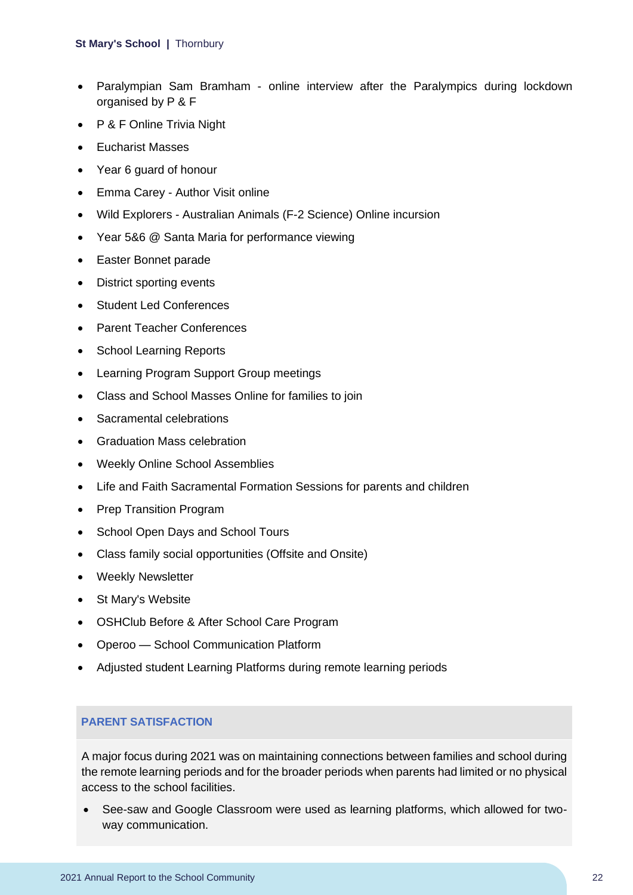- Paralympian Sam Bramham - online interview after the Paralympics during lockdown organised by P & F
- P & F Online Trivia Night
- Eucharist Masses
- Year 6 guard of honour
- Emma Carey - Author Visit online
- Wild Explorers - Australian Animals (F-2 Science) Online incursion
- Year 5&6 @ Santa Maria for performance viewing
- Easter Bonnet parade
- District sporting events
- Student Led Conferences
- Parent Teacher Conferences
- School Learning Reports
- Learning Program Support Group meetings
- Class and School Masses Online for families to join
- Sacramental celebrations
- Graduation Mass celebration
- Weekly Online School Assemblies
- Life and Faith Sacramental Formation Sessions for parents and children
- Prep Transition Program
- School Open Days and School Tours
- Class family social opportunities (Offsite and Onsite)
- Weekly Newsletter
- St Mary's Website
- OSHClub Before & After School Care Program
- Operoo — School Communication Platform
- Adjusted student Learning Platforms during remote learning periods

## PARENT SATISFACTION

A major focus during 2021 was on maintaining connections between families and school during the remote learning periods and for the broader periods when parents had limited or no physical access to the school facilities.

- See-saw and Google Classroom were used as learning platforms, which allowed for two-way communication.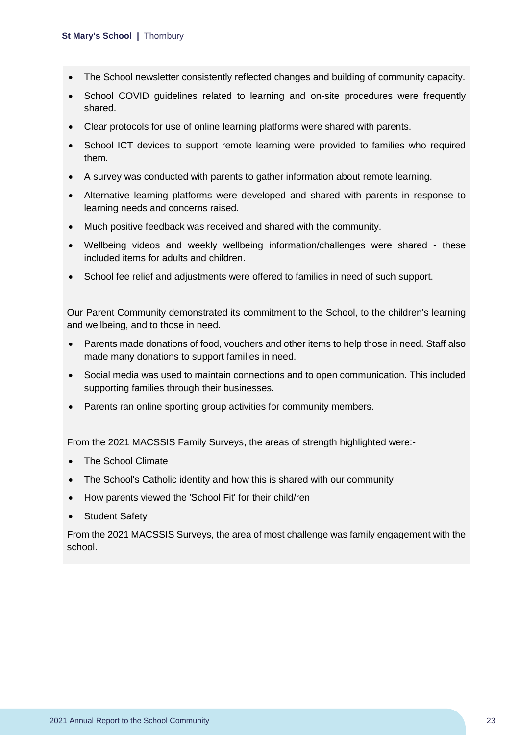- The School newsletter consistently reflected changes and building of community capacity.
- School COVID guidelines related to learning and on-site procedures were frequently shared.
- Clear protocols for use of online learning platforms were shared with parents.
- School ICT devices to support remote learning were provided to families who required them.
- A survey was conducted with parents to gather information about remote learning.
- Alternative learning platforms were developed and shared with parents in response to learning needs and concerns raised.
- Much positive feedback was received and shared with the community.
- Wellbeing videos and weekly wellbeing information/challenges were shared - these included items for adults and children.
- School fee relief and adjustments were offered to families in need of such support.

Our Parent Community demonstrated its commitment to the School, to the children's learning and wellbeing, and to those in need.

- Parents made donations of food, vouchers and other items to help those in need. Staff also made many donations to support families in need.
- Social media was used to maintain connections and to open communication. This included supporting families through their businesses.
- Parents ran online sporting group activities for community members.

From the 2021 MACSSIS Family Surveys, the areas of strength highlighted were:-

- The School Climate
- The School's Catholic identity and how this is shared with our community
- How parents viewed the 'School Fit' for their child/ren
- Student Safety

From the 2021 MACSSIS Surveys, the area of most challenge was family engagement with the school.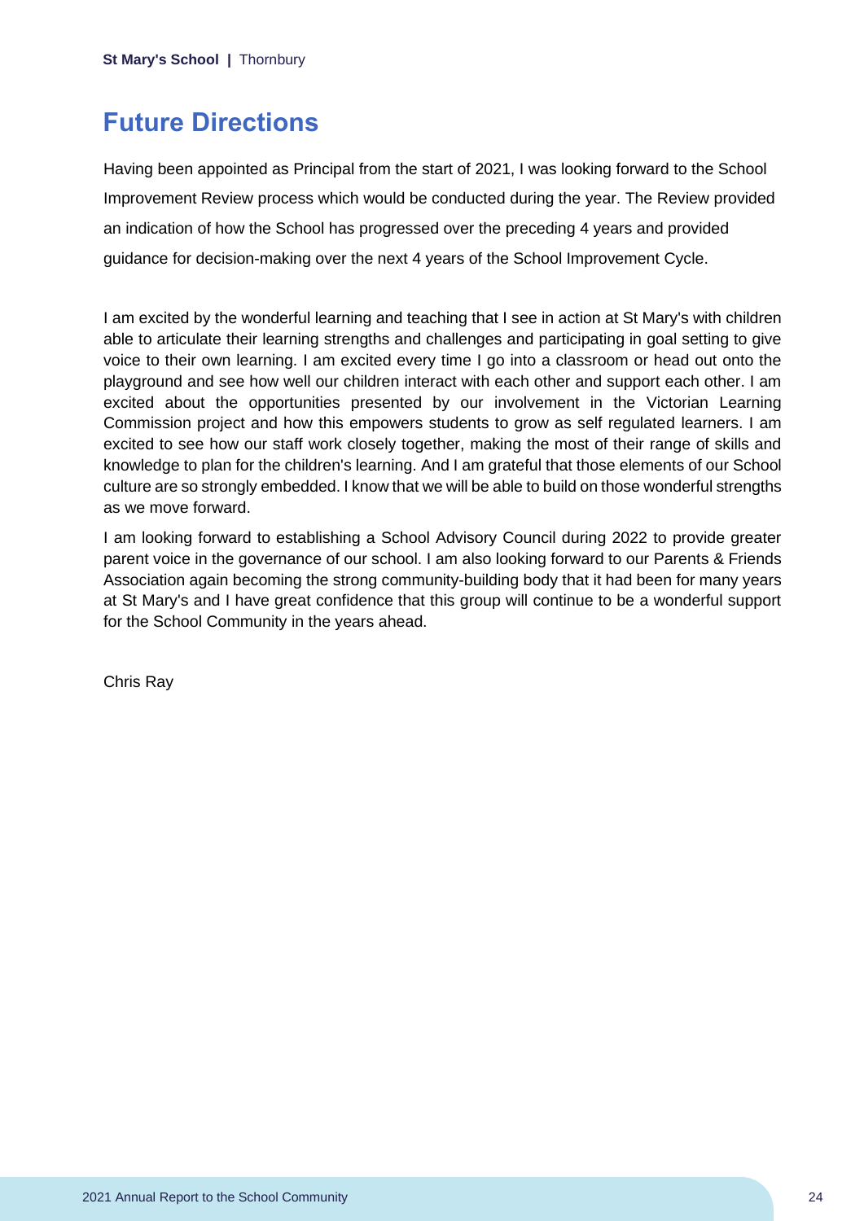## Future Directions

Having been appointed as Principal from the start of 2021, I was looking forward to the School Improvement Review process which would be conducted during the year. The Review provided an indication of how the School has progressed over the preceding 4 years and provided guidance for decision-making over the next 4 years of the School Improvement Cycle.

I am excited by the wonderful learning and teaching that I see in action at St Mary's with children able to articulate their learning strengths and challenges and participating in goal setting to give voice to their own learning. I am excited every time I go into a classroom or head out onto the playground and see how well our children interact with each other and support each other. I am excited about the opportunities presented by our involvement in the Victorian Learning Commission project and how this empowers students to grow as self regulated learners. I am excited to see how our staff work closely together, making the most of their range of skills and knowledge to plan for the children's learning. And I am grateful that those elements of our School culture are so strongly embedded. I know that we will be able to build on those wonderful strengths as we move forward.

I am looking forward to establishing a School Advisory Council during 2022 to provide greater parent voice in the governance of our school. I am also looking forward to our Parents & Friends Association again becoming the strong community-building body that it had been for many years at St Mary's and I have great confidence that this group will continue to be a wonderful support for the School Community in the years ahead.

Chris Ray